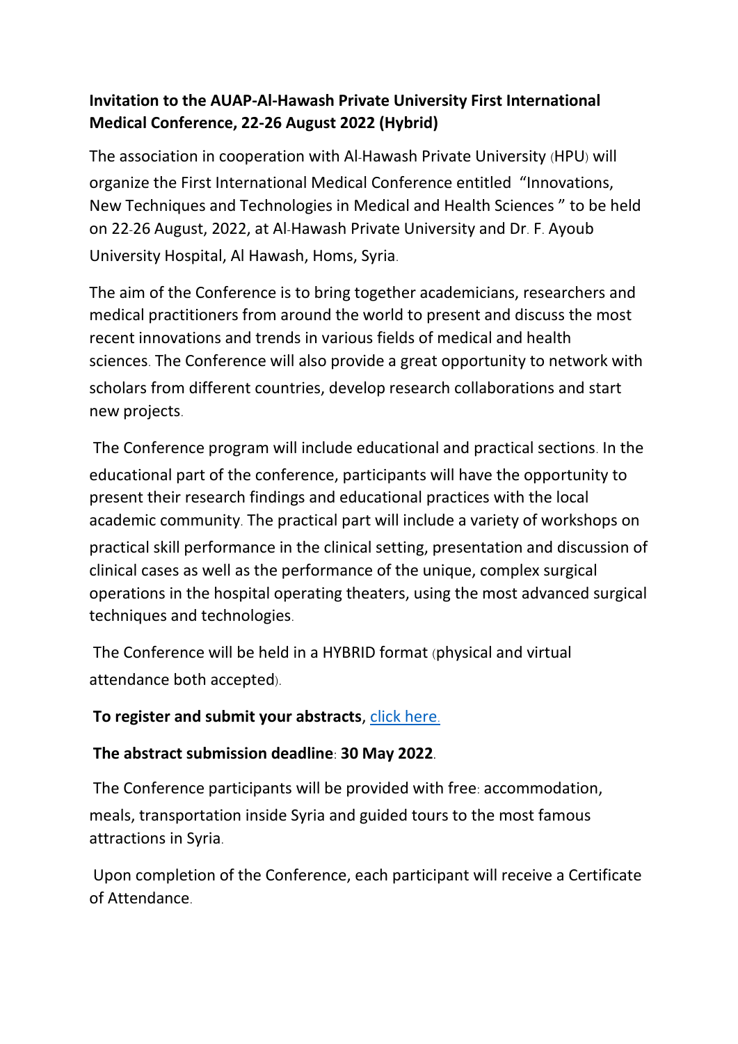**Invitation to the AUAP-Al-Hawash Private University First International Medical Conference, 22-26 August 2022 (Hybrid)**

The association in cooperation with Al-Hawash Private University (HPU) will organize the First International Medical Conference entitled "Innovations, New Techniques and Technologies in Medical and Health Sciences " to be held on 22-26 August, 2022, at Al-Hawash Private University and Dr. F. Ayoub University Hospital, Al Hawash, Homs, Syria.

The aim of the Conference is to bring together academicians, researchers and medical practitioners from around the world to present and discuss the most recent innovations and trends in various fields of medical and health sciences. The Conference will also provide a great opportunity to network with scholars from different countries, develop research collaborations and start new projects.

The Conference program will include educational and practical sections. In the educational part of the conference, participants will have the opportunity to present their research findings and educational practices with the local academic community. The practical part will include a variety of workshops on practical skill performance in the clinical setting, presentation and discussion of clinical cases as well as the performance of the unique, complex surgical operations in the hospital operating theaters, using the most advanced surgical techniques and technologies.

The Conference will be held in a HYBRID format (physical and virtual attendance both accepted).

**To register and submit your abstracts**, click here.

**The abstract submission deadline**: **30 May 2022**.

The Conference participants will be provided with free: accommodation, meals, transportation inside Syria and guided tours to the most famous attractions in Syria.

Upon completion of the Conference, each participant will receive a Certificate of Attendance.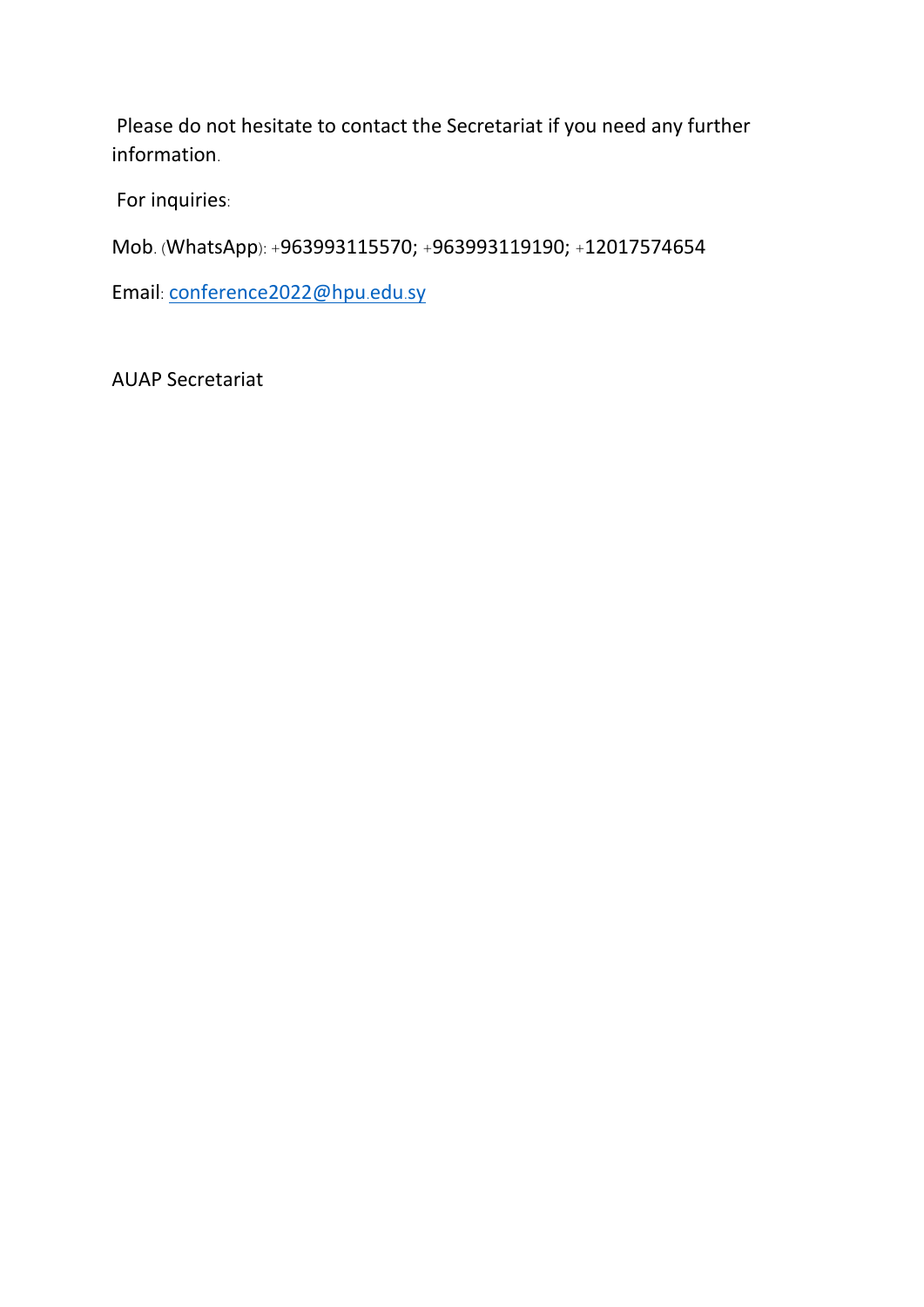Please do not hesitate to contact the Secretariat if you need any further information.

For inquiries:

Mob. (WhatsApp): +963993115570; +963993119190; +12017574654

Email: conference2022@hpu.edu.sy

AUAP Secretariat